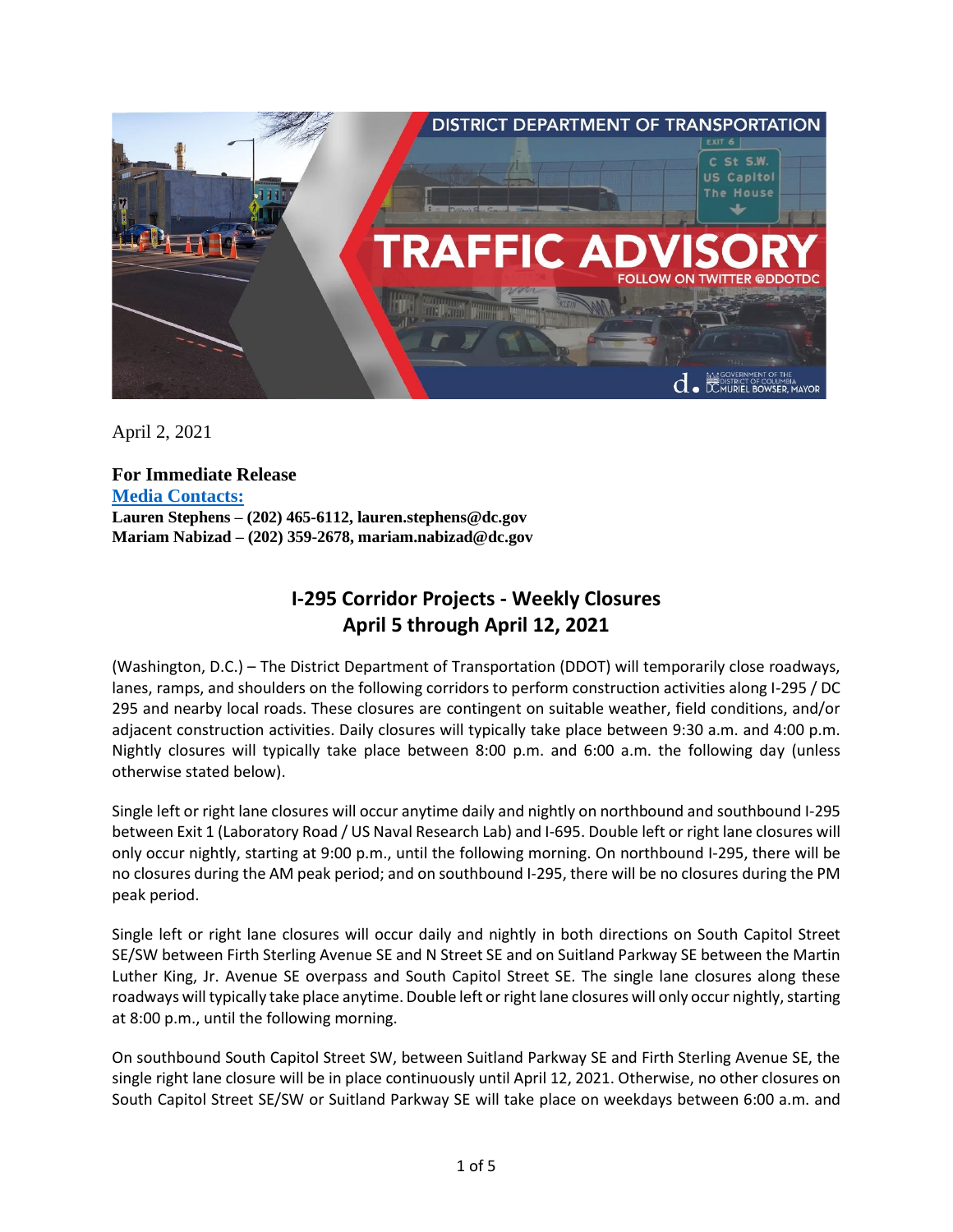April 2, 2021

**For Immediate Release**
**Media Contacts:**
**Lauren Stephens – (202) 465-6112, lauren.stephens@dc.gov**
**Mariam Nabizad – (202) 359-2678, mariam.nabizad@dc.gov**

## I-295 Corridor Projects - Weekly Closures
## April 5 through April 12, 2021

(Washington, D.C.) – The District Department of Transportation (DDOT) will temporarily close roadways, lanes, ramps, and shoulders on the following corridors to perform construction activities along I-295 / DC 295 and nearby local roads. These closures are contingent on suitable weather, field conditions, and/or adjacent construction activities. Daily closures will typically take place between 9:30 a.m. and 4:00 p.m. Nightly closures will typically take place between 8:00 p.m. and 6:00 a.m. the following day (unless otherwise stated below).

Single left or right lane closures will occur anytime daily and nightly on northbound and southbound I-295 between Exit 1 (Laboratory Road / US Naval Research Lab) and I-695. Double left or right lane closures will only occur nightly, starting at 9:00 p.m., until the following morning. On northbound I-295, there will be no closures during the AM peak period; and on southbound I-295, there will be no closures during the PM peak period.

Single left or right lane closures will occur daily and nightly in both directions on South Capitol Street SE/SW between Firth Sterling Avenue SE and N Street SE and on Suitland Parkway SE between the Martin Luther King, Jr. Avenue SE overpass and South Capitol Street SE. The single lane closures along these roadways will typically take place anytime. Double left or right lane closures will only occur nightly, starting at 8:00 p.m., until the following morning.

On southbound South Capitol Street SW, between Suitland Parkway SE and Firth Sterling Avenue SE, the single right lane closure will be in place continuously until April 12, 2021. Otherwise, no other closures on South Capitol Street SE/SW or Suitland Parkway SE will take place on weekdays between 6:00 a.m. and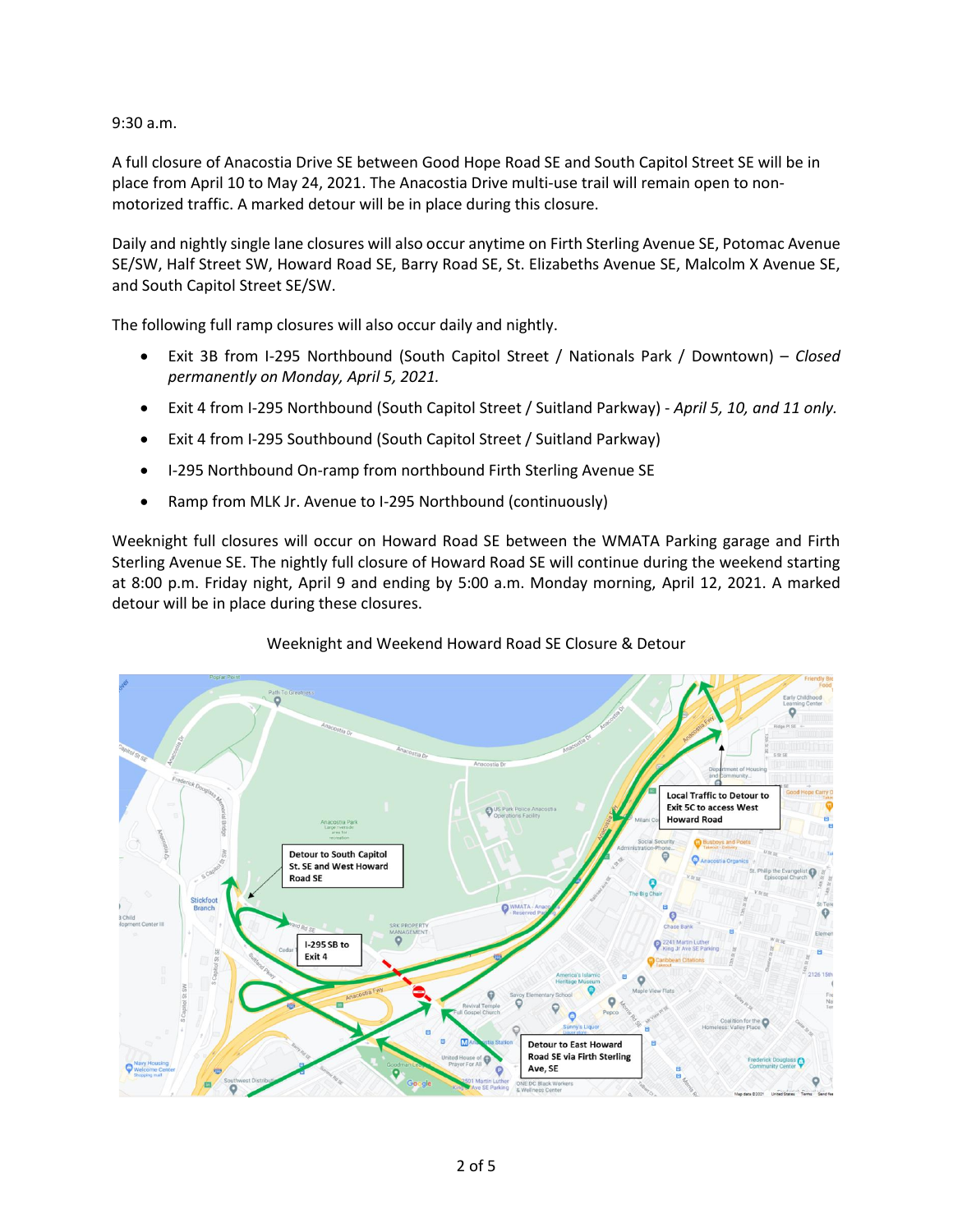9:30 a.m.

A full closure of Anacostia Drive SE between Good Hope Road SE and South Capitol Street SE will be in place from April 10 to May 24, 2021. The Anacostia Drive multi-use trail will remain open to non-motorized traffic. A marked detour will be in place during this closure.

Daily and nightly single lane closures will also occur anytime on Firth Sterling Avenue SE, Potomac Avenue SE/SW, Half Street SW, Howard Road SE, Barry Road SE, St. Elizabeths Avenue SE, Malcolm X Avenue SE, and South Capitol Street SE/SW.

The following full ramp closures will also occur daily and nightly.

- Exit 3B from I-295 Northbound (South Capitol Street / Nationals Park / Downtown) – *Closed permanently on Monday, April 5, 2021.*
- Exit 4 from I-295 Northbound (South Capitol Street / Suitland Parkway) - *April 5, 10, and 11 only.*
- Exit 4 from I-295 Southbound (South Capitol Street / Suitland Parkway)
- I-295 Northbound On-ramp from northbound Firth Sterling Avenue SE
- Ramp from MLK Jr. Avenue to I-295 Northbound (continuously)

Weeknight full closures will occur on Howard Road SE between the WMATA Parking garage and Firth Sterling Avenue SE. The nightly full closure of Howard Road SE will continue during the weekend starting at 8:00 p.m. Friday night, April 9 and ending by 5:00 a.m. Monday morning, April 12, 2021. A marked detour will be in place during these closures.

Weeknight and Weekend Howard Road SE Closure & Detour

Local Traffic to Detour to Exit 5C to access West Howard Road

Detour to South Capitol St. SE and West Howard Road SE

I-295 SB to Exit 4

Detour to East Howard Road SE via Firth Sterling Ave, SE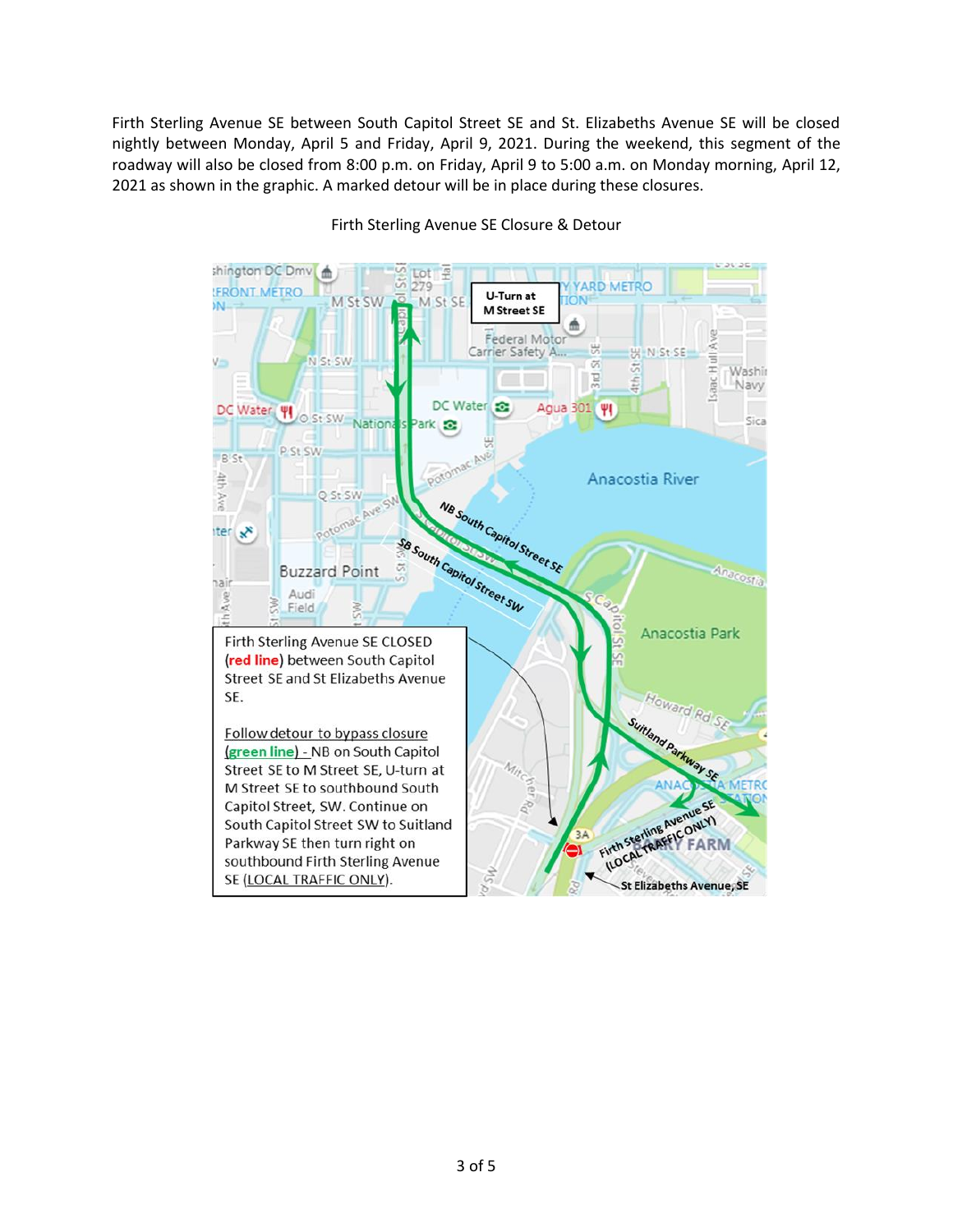Firth Sterling Avenue SE between South Capitol Street SE and St. Elizabeths Avenue SE will be closed nightly between Monday, April 5 and Friday, April 9, 2021. During the weekend, this segment of the roadway will also be closed from 8:00 p.m. on Friday, April 9 to 5:00 a.m. on Monday morning, April 12, 2021 as shown in the graphic. A marked detour will be in place during these closures.

Firth Sterling Avenue SE Closure & Detour

U-Turn at M Street SE

Firth Sterling Avenue SE CLOSED (red line) between South Capitol Street SE and St Elizabeths Avenue SE.

Follow detour to bypass closure (green line) - NB on South Capitol Street SE to M Street SE, U-turn at M Street SE to southbound South Capitol Street, SW. Continue on South Capitol Street SW to Suitland Parkway SE then turn right on southbound Firth Sterling Avenue SE (LOCAL TRAFFIC ONLY).

NB South Capitol Street SE

SB South Capitol Street SW

Suitland Parkway SE

Firth Sterling Avenue SE (LOCAL TRAFFIC ONLY)

St Elizabeths Avenue, SE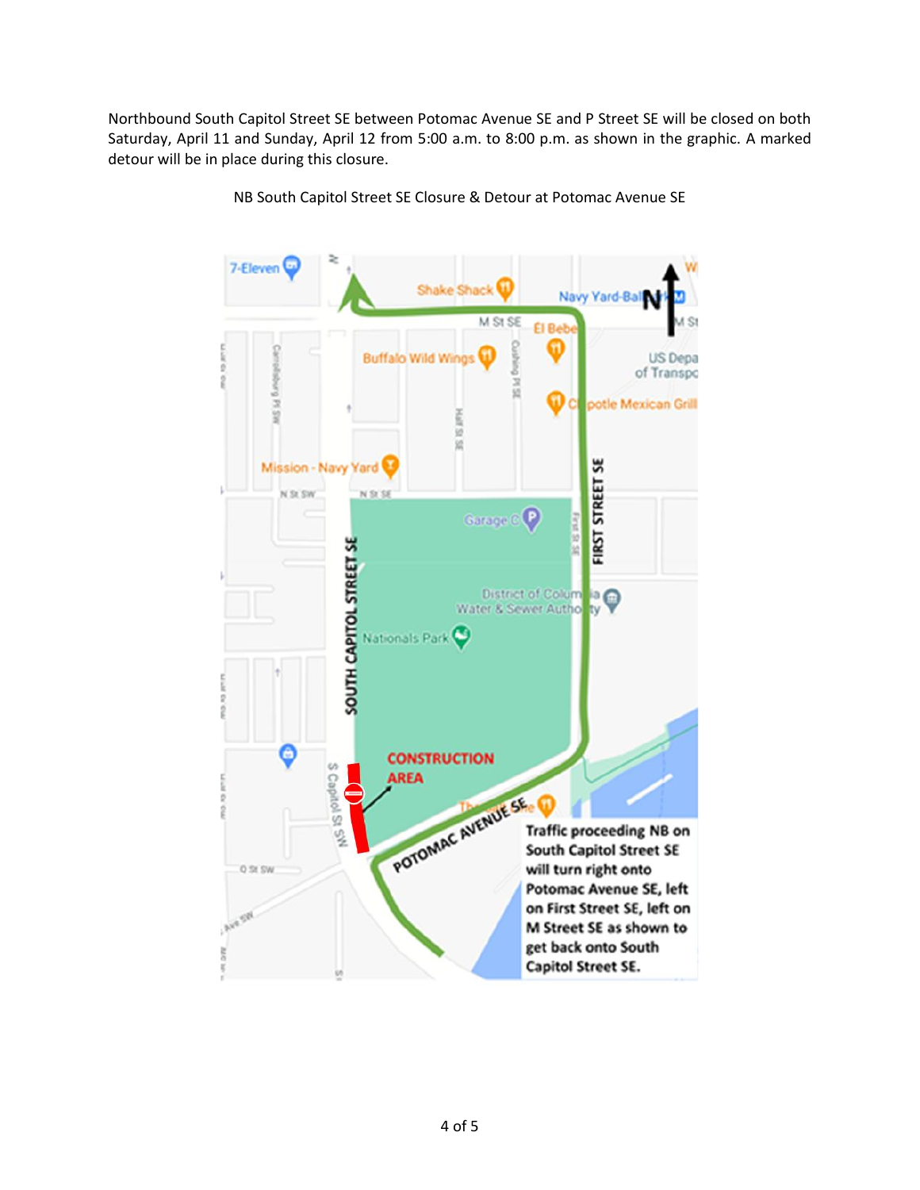Northbound South Capitol Street SE between Potomac Avenue SE and P Street SE will be closed on both Saturday, April 11 and Sunday, April 12 from 5:00 a.m. to 8:00 p.m. as shown in the graphic. A marked detour will be in place during this closure.

NB South Capitol Street SE Closure & Detour at Potomac Avenue SE

CONSTRUCTION AREA

Traffic proceeding NB on South Capitol Street SE will turn right onto Potomac Avenue SE, left on First Street SE, left on M Street SE as shown to get back onto South Capitol Street SE.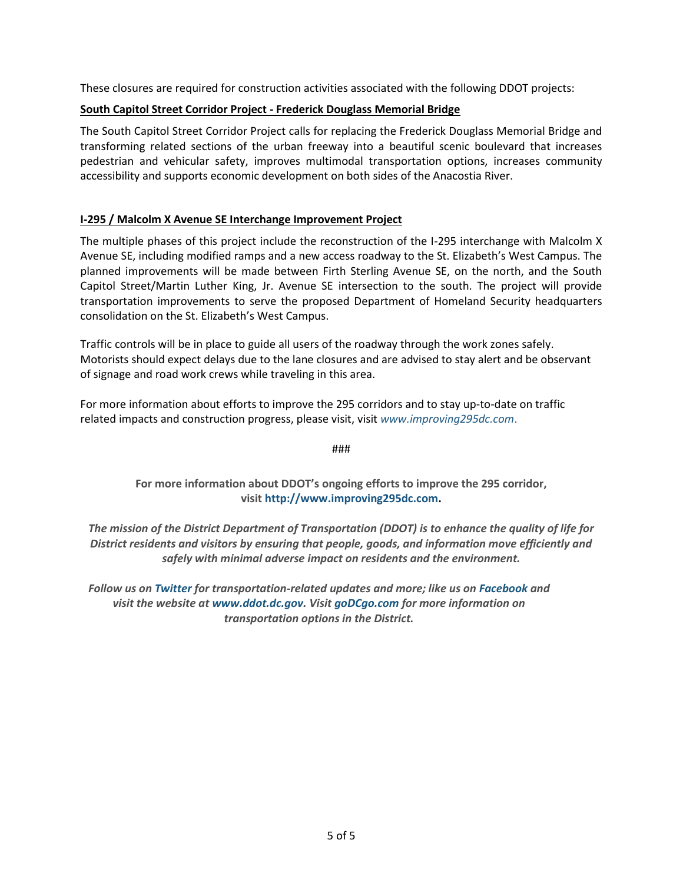These closures are required for construction activities associated with the following DDOT projects:

**South Capitol Street Corridor Project - Frederick Douglass Memorial Bridge**

The South Capitol Street Corridor Project calls for replacing the Frederick Douglass Memorial Bridge and transforming related sections of the urban freeway into a beautiful scenic boulevard that increases pedestrian and vehicular safety, improves multimodal transportation options, increases community accessibility and supports economic development on both sides of the Anacostia River.

**I-295 / Malcolm X Avenue SE Interchange Improvement Project**

The multiple phases of this project include the reconstruction of the I-295 interchange with Malcolm X Avenue SE, including modified ramps and a new access roadway to the St. Elizabeth's West Campus. The planned improvements will be made between Firth Sterling Avenue SE, on the north, and the South Capitol Street/Martin Luther King, Jr. Avenue SE intersection to the south. The project will provide transportation improvements to serve the proposed Department of Homeland Security headquarters consolidation on the St. Elizabeth's West Campus.

Traffic controls will be in place to guide all users of the roadway through the work zones safely. Motorists should expect delays due to the lane closures and are advised to stay alert and be observant of signage and road work crews while traveling in this area.

For more information about efforts to improve the 295 corridors and to stay up-to-date on traffic related impacts and construction progress, please visit, visit *www.improving295dc.com*.

###

**For more information about DDOT's ongoing efforts to improve the 295 corridor, visit http://www.improving295dc.com.**

***The mission of the District Department of Transportation (DDOT) is to enhance the quality of life for District residents and visitors by ensuring that people, goods, and information move efficiently and safely with minimal adverse impact on residents and the environment.***

***Follow us on Twitter for transportation-related updates and more; like us on Facebook and visit the website at www.ddot.dc.gov. Visit goDCgo.com for more information on transportation options in the District.***